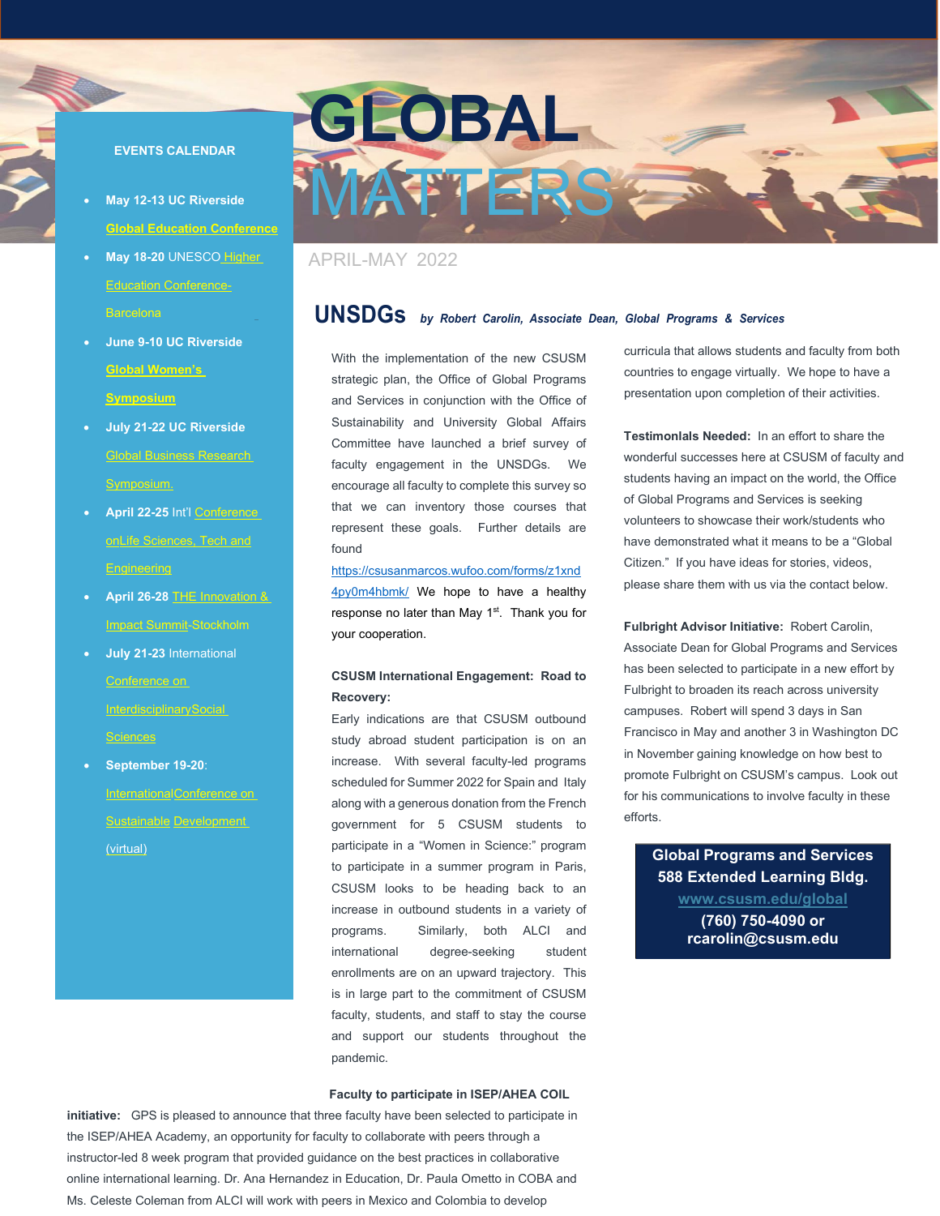# GLOBAL MATTERS

APRIL-MAY 2022

## EVENTS CALENDAR

- **May 12-13 UC Riverside** **Global Education Conference**
- **May 18-20** UNESCO Higher Education Conference- Barcelona
- **June 9-10 UC Riverside** **Global Women's Symposium**
- **July 21-22 UC Riverside** Global Business Research Symposium.
- **April 22-25** Int'l Conference onLife Sciences, Tech and Engineering
- **April 26-28** THE Innovation & Impact Summit-Stockholm
- **July 21-23** International Conference on InterdisciplinarySocial Sciences
- **September 19-20**: InternationalConference on Sustainable Development (virtual)

## UNSDGs *by Robert Carolin, Associate Dean, Global Programs & Services*

With the implementation of the new CSUSM strategic plan, the Office of Global Programs and Services in conjunction with the Office of Sustainability and University Global Affairs Committee have launched a brief survey of faculty engagement in the UNSDGs. We encourage all faculty to complete this survey so that we can inventory those courses that represent these goals. Further details are found https://csusanmarcos.wufoo.com/forms/z1xnd4py0m4hbmk/ We hope to have a healthy response no later than May 1st. Thank you for your cooperation.

**CSUSM International Engagement: Road to Recovery:**

Early indications are that CSUSM outbound study abroad student participation is on an increase. With several faculty-led programs scheduled for Summer 2022 for Spain and Italy along with a generous donation from the French government for 5 CSUSM students to participate in a "Women in Science:" program to participate in a summer program in Paris, CSUSM looks to be heading back to an increase in outbound students in a variety of programs. Similarly, both ALCI and international degree-seeking student enrollments are on an upward trajectory. This is in large part to the commitment of CSUSM faculty, students, and staff to stay the course and support our students throughout the pandemic.

**Faculty to participate in ISEP/AHEA COIL initiative:** GPS is pleased to announce that three faculty have been selected to participate in the ISEP/AHEA Academy, an opportunity for faculty to collaborate with peers through a instructor-led 8 week program that provided guidance on the best practices in collaborative online international learning. Dr. Ana Hernandez in Education, Dr. Paula Ometto in COBA and Ms. Celeste Coleman from ALCI will work with peers in Mexico and Colombia to develop curricula that allows students and faculty from both countries to engage virtually. We hope to have a presentation upon completion of their activities.

**Testimonlals Needed:** In an effort to share the wonderful successes here at CSUSM of faculty and students having an impact on the world, the Office of Global Programs and Services is seeking volunteers to showcase their work/students who have demonstrated what it means to be a "Global Citizen." If you have ideas for stories, videos, please share them with us via the contact below.

**Fulbright Advisor Initiative:** Robert Carolin, Associate Dean for Global Programs and Services has been selected to participate in a new effort by Fulbright to broaden its reach across university campuses. Robert will spend 3 days in San Francisco in May and another 3 in Washington DC in November gaining knowledge on how best to promote Fulbright on CSUSM's campus. Look out for his communications to involve faculty in these efforts.

**Global Programs and Services**
**588 Extended Learning Bldg.**
**www.csusm.edu/global**
**(760) 750-4090 or**
**rcarolin@csusm.edu**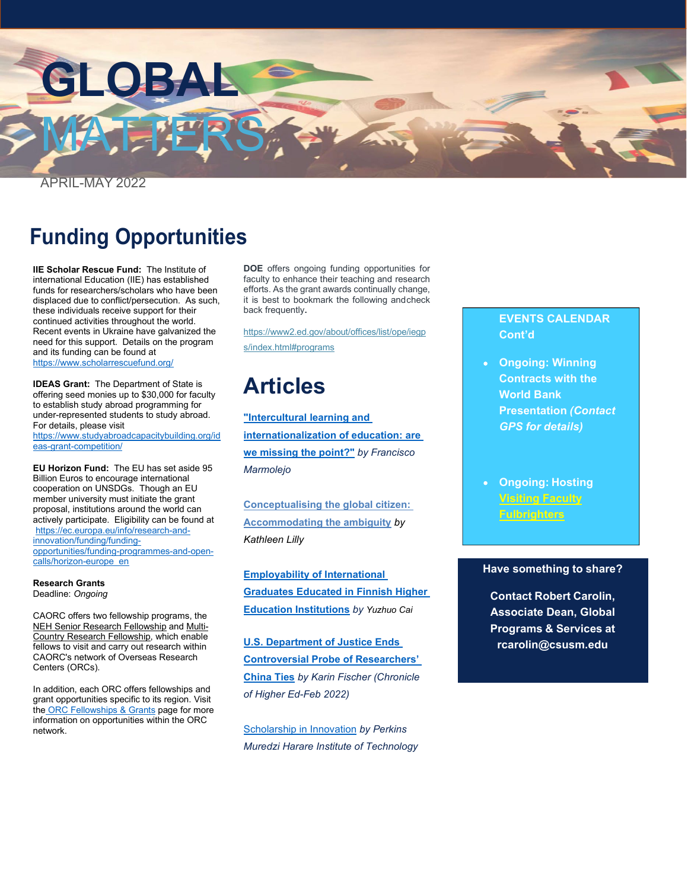# GLOBAL MATTERS

APRIL-MAY 2022

## Funding Opportunities

**IIE Scholar Rescue Fund:** The Institute of international Education (IIE) has established funds for researchers/scholars who have been displaced due to conflict/persecution. As such, these individuals receive support for their continued activities throughout the world. Recent events in Ukraine have galvanized the need for this support. Details on the program and its funding can be found at https://www.scholarrescuefund.org/

**IDEAS Grant:** The Department of State is offering seed monies up to $30,000 for faculty to establish study abroad programming for under-represented students to study abroad. For details, please visit https://www.studyabroadcapacitybuilding.org/ideas-grant-competition/

**EU Horizon Fund:** The EU has set aside 95 Billion Euros to encourage international cooperation on UNSDGs. Though an EU member university must initiate the grant proposal, institutions around the world can actively participate. Eligibility can be found at https://ec.europa.eu/info/research-and-innovation/funding/funding-opportunities/funding-programmes-and-open-calls/horizon-europe_en

**Research Grants**
Deadline: *Ongoing*

CAORC offers two fellowship programs, the NEH Senior Research Fellowship and Multi-Country Research Fellowship, which enable fellows to visit and carry out research within CAORC's network of Overseas Research Centers (ORCs).

In addition, each ORC offers fellowships and grant opportunities specific to its region. Visit the ORC Fellowships & Grants page for more information on opportunities within the ORC network.

**DOE** offers ongoing funding opportunities for faculty to enhance their teaching and research efforts. As the grant awards continually change, it is best to bookmark the following and check back frequently.

https://www2.ed.gov/about/offices/list/ope/iegps/index.html#programs

## Articles

**"Intercultural learning and internationalization of education: are we missing the point?"** *by Francisco Marmolejo*

**Conceptualising the global citizen: Accommodating the ambiguity** *by Kathleen Lilly*

**Employability of International Graduates Educated in Finnish Higher Education Institutions** *by Yuzhuo Cai*

**U.S. Department of Justice Ends Controversial Probe of Researchers' China Ties** *by Karin Fischer (Chronicle of Higher Ed-Feb 2022)*

Scholarship in Innovation *by Perkins Muredzi Harare Institute of Technology*

**EVENTS CALENDAR Cont'd**

- **Ongoing: Winning Contracts with the World Bank Presentation *(Contact GPS for details)***
- **Ongoing: Hosting Visiting Faculty Fulbrighters**

**Have something to share?**

**Contact Robert Carolin, Associate Dean, Global Programs & Services at rcarolin@csusm.edu**